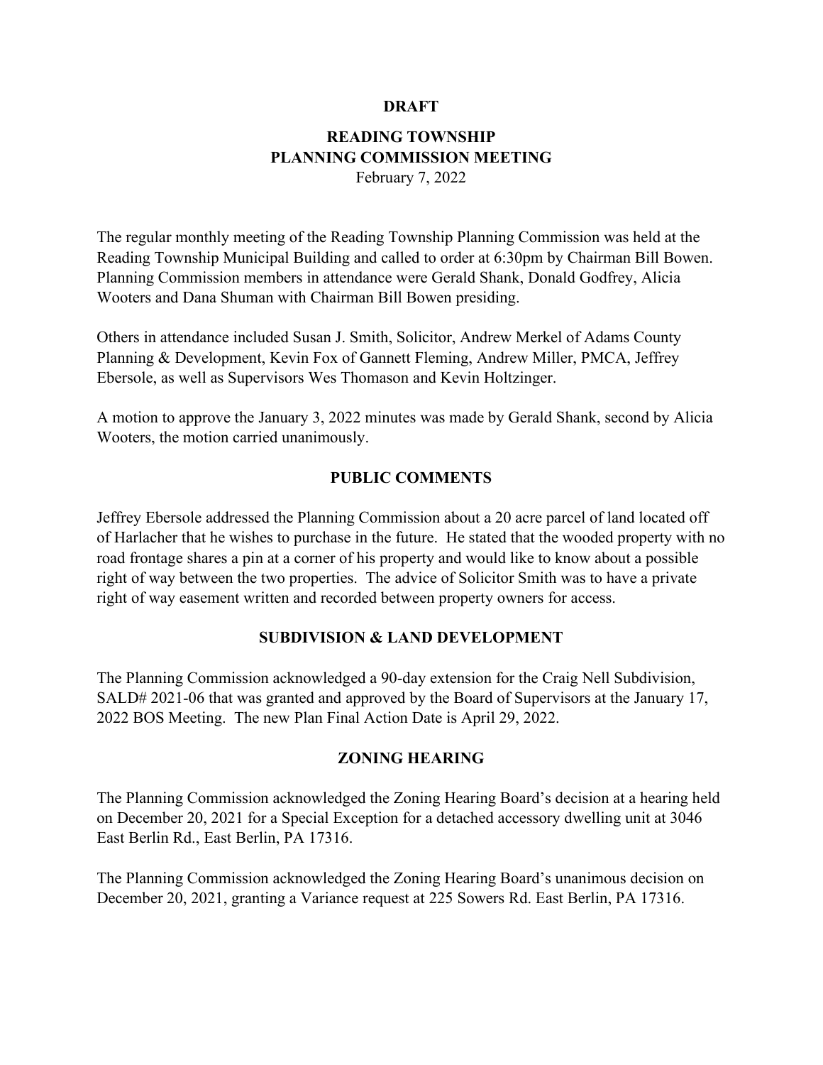**DRAFT**

# READING TOWNSHIP
# PLANNING COMMISSION MEETING

February 7, 2022

The regular monthly meeting of the Reading Township Planning Commission was held at the Reading Township Municipal Building and called to order at 6:30pm by Chairman Bill Bowen. Planning Commission members in attendance were Gerald Shank, Donald Godfrey, Alicia Wooters and Dana Shuman with Chairman Bill Bowen presiding.

Others in attendance included Susan J. Smith, Solicitor, Andrew Merkel of Adams County Planning & Development, Kevin Fox of Gannett Fleming, Andrew Miller, PMCA, Jeffrey Ebersole, as well as Supervisors Wes Thomason and Kevin Holtzinger.

A motion to approve the January 3, 2022 minutes was made by Gerald Shank, second by Alicia Wooters, the motion carried unanimously.

## PUBLIC COMMENTS

Jeffrey Ebersole addressed the Planning Commission about a 20 acre parcel of land located off of Harlacher that he wishes to purchase in the future. He stated that the wooded property with no road frontage shares a pin at a corner of his property and would like to know about a possible right of way between the two properties. The advice of Solicitor Smith was to have a private right of way easement written and recorded between property owners for access.

## SUBDIVISION & LAND DEVELOPMENT

The Planning Commission acknowledged a 90-day extension for the Craig Nell Subdivision, SALD# 2021-06 that was granted and approved by the Board of Supervisors at the January 17, 2022 BOS Meeting. The new Plan Final Action Date is April 29, 2022.

## ZONING HEARING

The Planning Commission acknowledged the Zoning Hearing Board's decision at a hearing held on December 20, 2021 for a Special Exception for a detached accessory dwelling unit at 3046 East Berlin Rd., East Berlin, PA 17316.

The Planning Commission acknowledged the Zoning Hearing Board's unanimous decision on December 20, 2021, granting a Variance request at 225 Sowers Rd. East Berlin, PA 17316.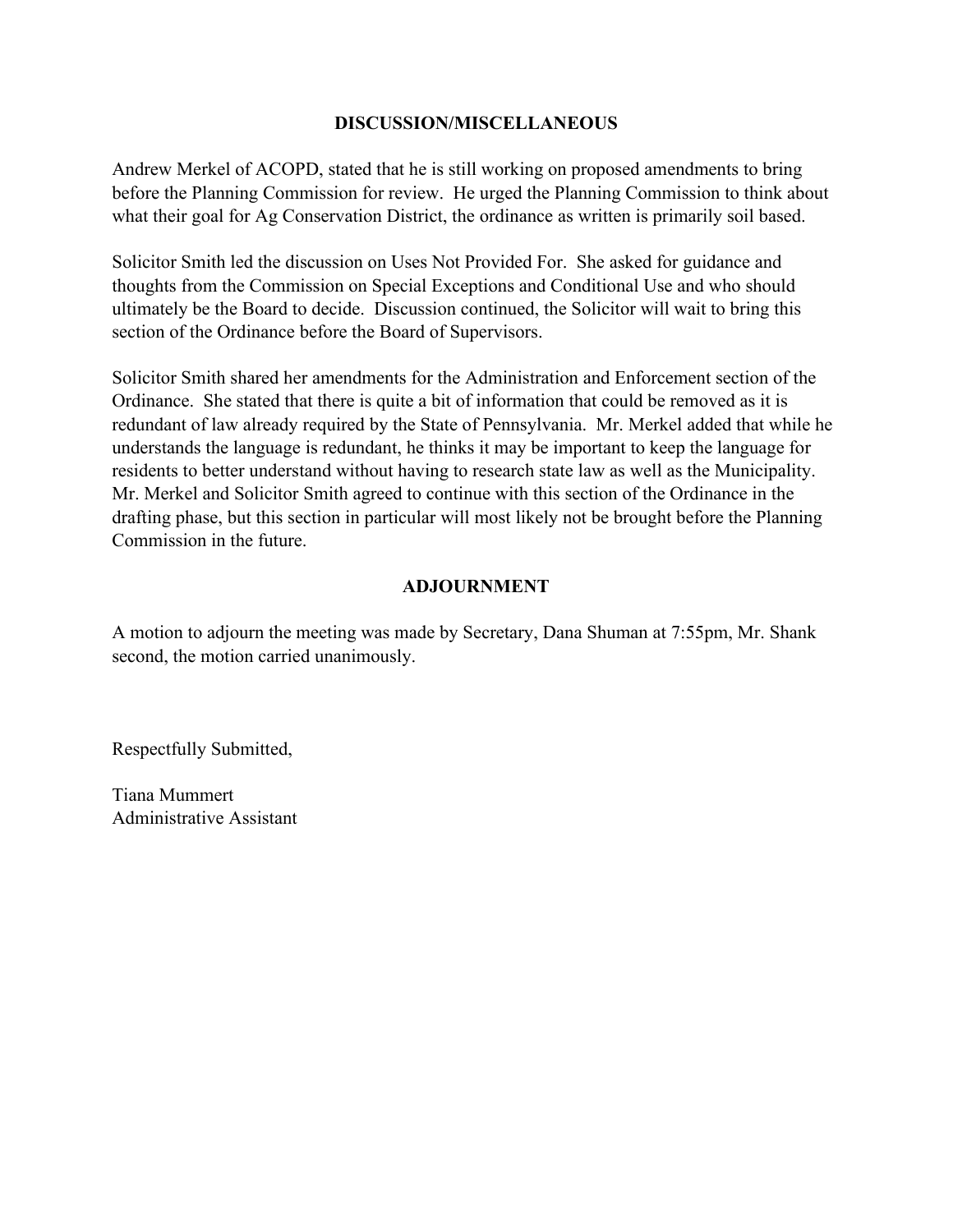## DISCUSSION/MISCELLANEOUS

Andrew Merkel of ACOPD, stated that he is still working on proposed amendments to bring before the Planning Commission for review. He urged the Planning Commission to think about what their goal for Ag Conservation District, the ordinance as written is primarily soil based.

Solicitor Smith led the discussion on Uses Not Provided For. She asked for guidance and thoughts from the Commission on Special Exceptions and Conditional Use and who should ultimately be the Board to decide. Discussion continued, the Solicitor will wait to bring this section of the Ordinance before the Board of Supervisors.

Solicitor Smith shared her amendments for the Administration and Enforcement section of the Ordinance. She stated that there is quite a bit of information that could be removed as it is redundant of law already required by the State of Pennsylvania. Mr. Merkel added that while he understands the language is redundant, he thinks it may be important to keep the language for residents to better understand without having to research state law as well as the Municipality. Mr. Merkel and Solicitor Smith agreed to continue with this section of the Ordinance in the drafting phase, but this section in particular will most likely not be brought before the Planning Commission in the future.

## ADJOURNMENT

A motion to adjourn the meeting was made by Secretary, Dana Shuman at 7:55pm, Mr. Shank second, the motion carried unanimously.

Respectfully Submitted,

Tiana Mummert
Administrative Assistant